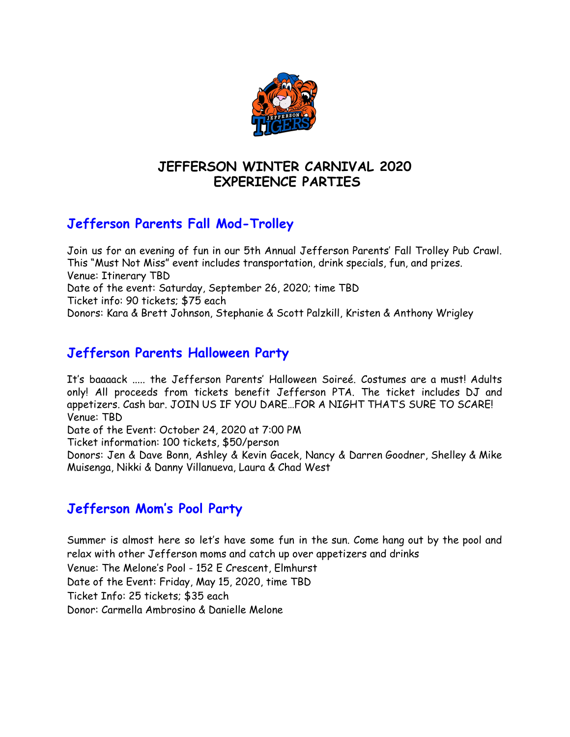# JEFFERSON WINTER CARNIVAL 2020
# EXPERIENCE PARTIES

## Jefferson Parents Fall Mod-Trolley

Join us for an evening of fun in our 5th Annual Jefferson Parents' Fall Trolley Pub Crawl. This "Must Not Miss" event includes transportation, drink specials, fun, and prizes.
Venue: Itinerary TBD
Date of the event: Saturday, September 26, 2020; time TBD
Ticket info: 90 tickets; $75 each
Donors: Kara & Brett Johnson, Stephanie & Scott Palzkill, Kristen & Anthony Wrigley

## Jefferson Parents Halloween Party

It's baaaack ..... the Jefferson Parents' Halloween Soireé. Costumes are a must! Adults only! All proceeds from tickets benefit Jefferson PTA. The ticket includes DJ and appetizers. Cash bar. JOIN US IF YOU DARE…FOR A NIGHT THAT'S SURE TO SCARE!
Venue: TBD
Date of the Event: October 24, 2020 at 7:00 PM
Ticket information: 100 tickets, $50/person
Donors: Jen & Dave Bonn, Ashley & Kevin Gacek, Nancy & Darren Goodner, Shelley & Mike Muisenga, Nikki & Danny Villanueva, Laura & Chad West

## Jefferson Mom's Pool Party

Summer is almost here so let's have some fun in the sun. Come hang out by the pool and relax with other Jefferson moms and catch up over appetizers and drinks
Venue: The Melone's Pool - 152 E Crescent, Elmhurst
Date of the Event: Friday, May 15, 2020, time TBD
Ticket Info: 25 tickets; $35 each
Donor: Carmella Ambrosino & Danielle Melone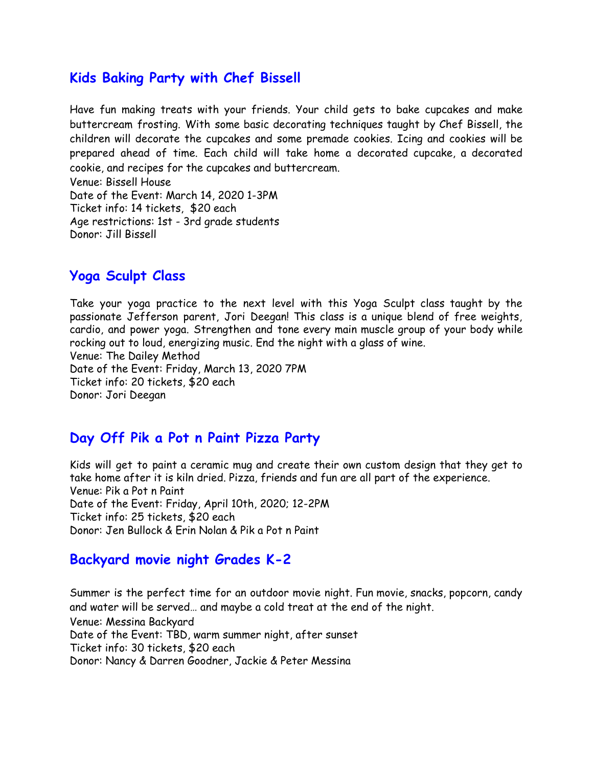## Kids Baking Party with Chef Bissell

Have fun making treats with your friends. Your child gets to bake cupcakes and make buttercream frosting. With some basic decorating techniques taught by Chef Bissell, the children will decorate the cupcakes and some premade cookies. Icing and cookies will be prepared ahead of time. Each child will take home a decorated cupcake, a decorated cookie, and recipes for the cupcakes and buttercream.
Venue: Bissell House
Date of the Event: March 14, 2020 1-3PM
Ticket info: 14 tickets, $20 each
Age restrictions: 1st - 3rd grade students
Donor: Jill Bissell

## Yoga Sculpt Class

Take your yoga practice to the next level with this Yoga Sculpt class taught by the passionate Jefferson parent, Jori Deegan! This class is a unique blend of free weights, cardio, and power yoga. Strengthen and tone every main muscle group of your body while rocking out to loud, energizing music. End the night with a glass of wine.
Venue: The Dailey Method
Date of the Event: Friday, March 13, 2020 7PM
Ticket info: 20 tickets, $20 each
Donor: Jori Deegan

## Day Off Pik a Pot n Paint Pizza Party

Kids will get to paint a ceramic mug and create their own custom design that they get to take home after it is kiln dried. Pizza, friends and fun are all part of the experience.
Venue: Pik a Pot n Paint
Date of the Event: Friday, April 10th, 2020; 12-2PM
Ticket info: 25 tickets, $20 each
Donor: Jen Bullock & Erin Nolan & Pik a Pot n Paint

## Backyard movie night Grades K-2

Summer is the perfect time for an outdoor movie night. Fun movie, snacks, popcorn, candy and water will be served… and maybe a cold treat at the end of the night.
Venue: Messina Backyard
Date of the Event: TBD, warm summer night, after sunset
Ticket info: 30 tickets, $20 each
Donor: Nancy & Darren Goodner, Jackie & Peter Messina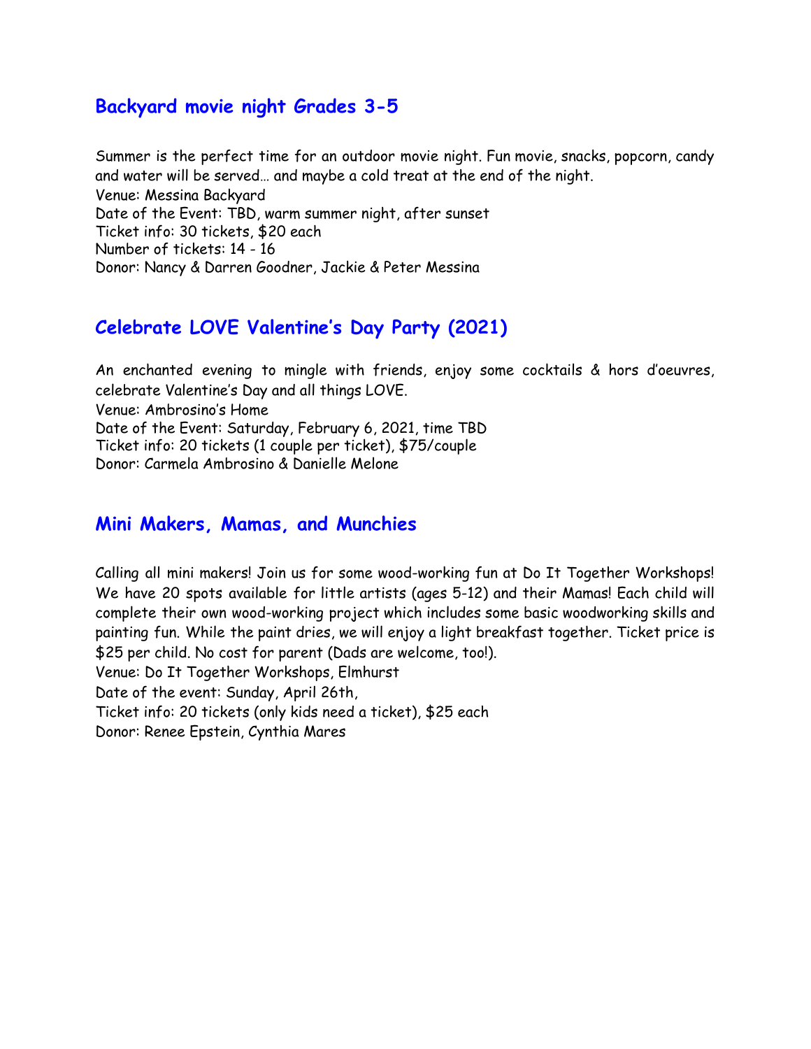## Backyard movie night Grades 3-5

Summer is the perfect time for an outdoor movie night. Fun movie, snacks, popcorn, candy and water will be served… and maybe a cold treat at the end of the night.
Venue: Messina Backyard
Date of the Event: TBD, warm summer night, after sunset
Ticket info: 30 tickets, $20 each
Number of tickets: 14 - 16
Donor: Nancy & Darren Goodner, Jackie & Peter Messina

## Celebrate LOVE Valentine's Day Party (2021)

An enchanted evening to mingle with friends, enjoy some cocktails & hors d'oeuvres, celebrate Valentine's Day and all things LOVE.
Venue: Ambrosino's Home
Date of the Event: Saturday, February 6, 2021, time TBD
Ticket info: 20 tickets (1 couple per ticket), $75/couple
Donor: Carmela Ambrosino & Danielle Melone

## Mini Makers, Mamas, and Munchies

Calling all mini makers! Join us for some wood-working fun at Do It Together Workshops! We have 20 spots available for little artists (ages 5-12) and their Mamas! Each child will complete their own wood-working project which includes some basic woodworking skills and painting fun. While the paint dries, we will enjoy a light breakfast together. Ticket price is $25 per child. No cost for parent (Dads are welcome, too!).
Venue: Do It Together Workshops, Elmhurst
Date of the event: Sunday, April 26th,
Ticket info: 20 tickets (only kids need a ticket), $25 each
Donor: Renee Epstein, Cynthia Mares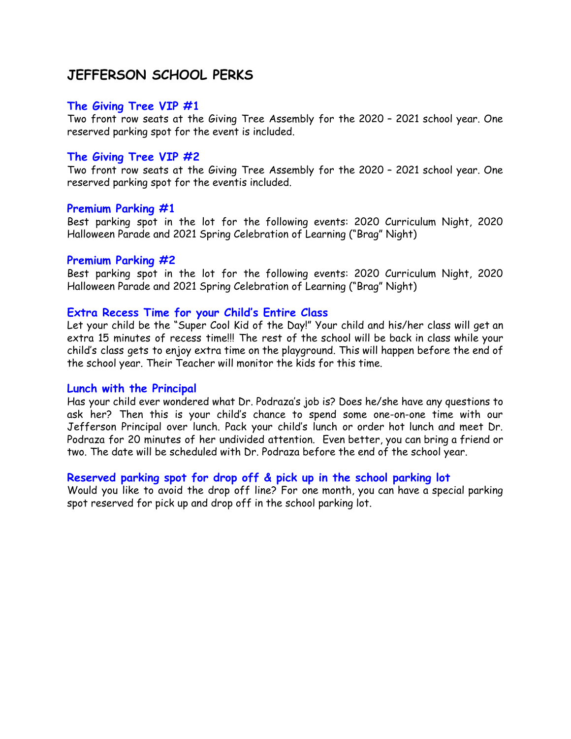# JEFFERSON SCHOOL PERKS

## The Giving Tree VIP #1

Two front row seats at the Giving Tree Assembly for the 2020 – 2021 school year. One reserved parking spot for the event is included.

## The Giving Tree VIP #2

Two front row seats at the Giving Tree Assembly for the 2020 – 2021 school year. One reserved parking spot for the eventis included.

## Premium Parking #1

Best parking spot in the lot for the following events: 2020 Curriculum Night, 2020 Halloween Parade and 2021 Spring Celebration of Learning ("Brag" Night)

## Premium Parking #2

Best parking spot in the lot for the following events: 2020 Curriculum Night, 2020 Halloween Parade and 2021 Spring Celebration of Learning ("Brag" Night)

## Extra Recess Time for your Child's Entire Class

Let your child be the "Super Cool Kid of the Day!" Your child and his/her class will get an extra 15 minutes of recess time!!! The rest of the school will be back in class while your child's class gets to enjoy extra time on the playground. This will happen before the end of the school year. Their Teacher will monitor the kids for this time.

## Lunch with the Principal

Has your child ever wondered what Dr. Podraza's job is? Does he/she have any questions to ask her? Then this is your child's chance to spend some one-on-one time with our Jefferson Principal over lunch. Pack your child's lunch or order hot lunch and meet Dr. Podraza for 20 minutes of her undivided attention. Even better, you can bring a friend or two. The date will be scheduled with Dr. Podraza before the end of the school year.

## Reserved parking spot for drop off & pick up in the school parking lot

Would you like to avoid the drop off line? For one month, you can have a special parking spot reserved for pick up and drop off in the school parking lot.